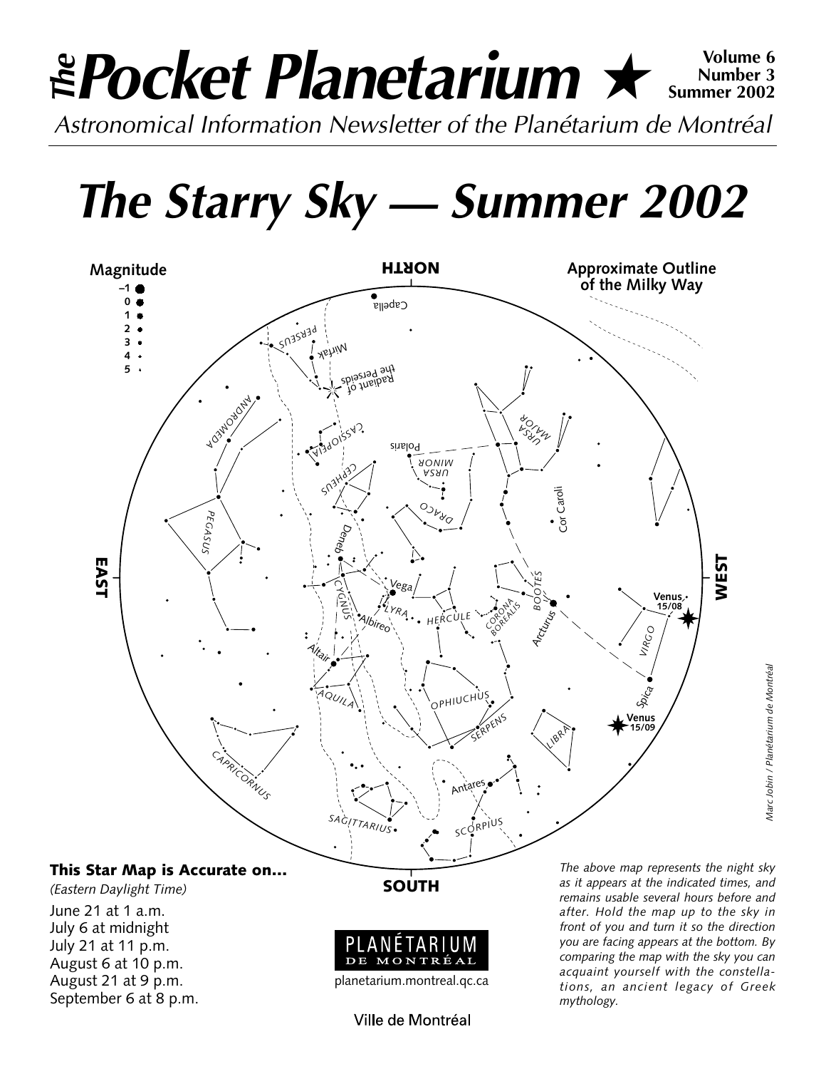# *The* Pocket Planetarium ★

**Volume 6**
**Number 3**
**Summer 2002**

*Astronomical Information Newsletter of the Planétarium de Montréal*

# *The Starry Sky — Summer 2002*

### This Star Map is Accurate on...

*(Eastern Daylight Time)*

June 21 at 1 a.m.
July 6 at midnight
July 21 at 11 p.m.
August 6 at 10 p.m.
August 21 at 9 p.m.
September 6 at 8 p.m.

*The above map represents the night sky as it appears at the indicated times, and remains usable several hours before and after. Hold the map up to the sky in front of you and turn it so the direction you are facing appears at the bottom. By comparing the map with the sky you can acquaint yourself with the constellations, an ancient legacy of Greek mythology.*

*Marc Jobin / Planétarium de Montréal*

PLANÉTARIUM DE MONTRÉAL
planetarium.montreal.qc.ca

Ville de Montréal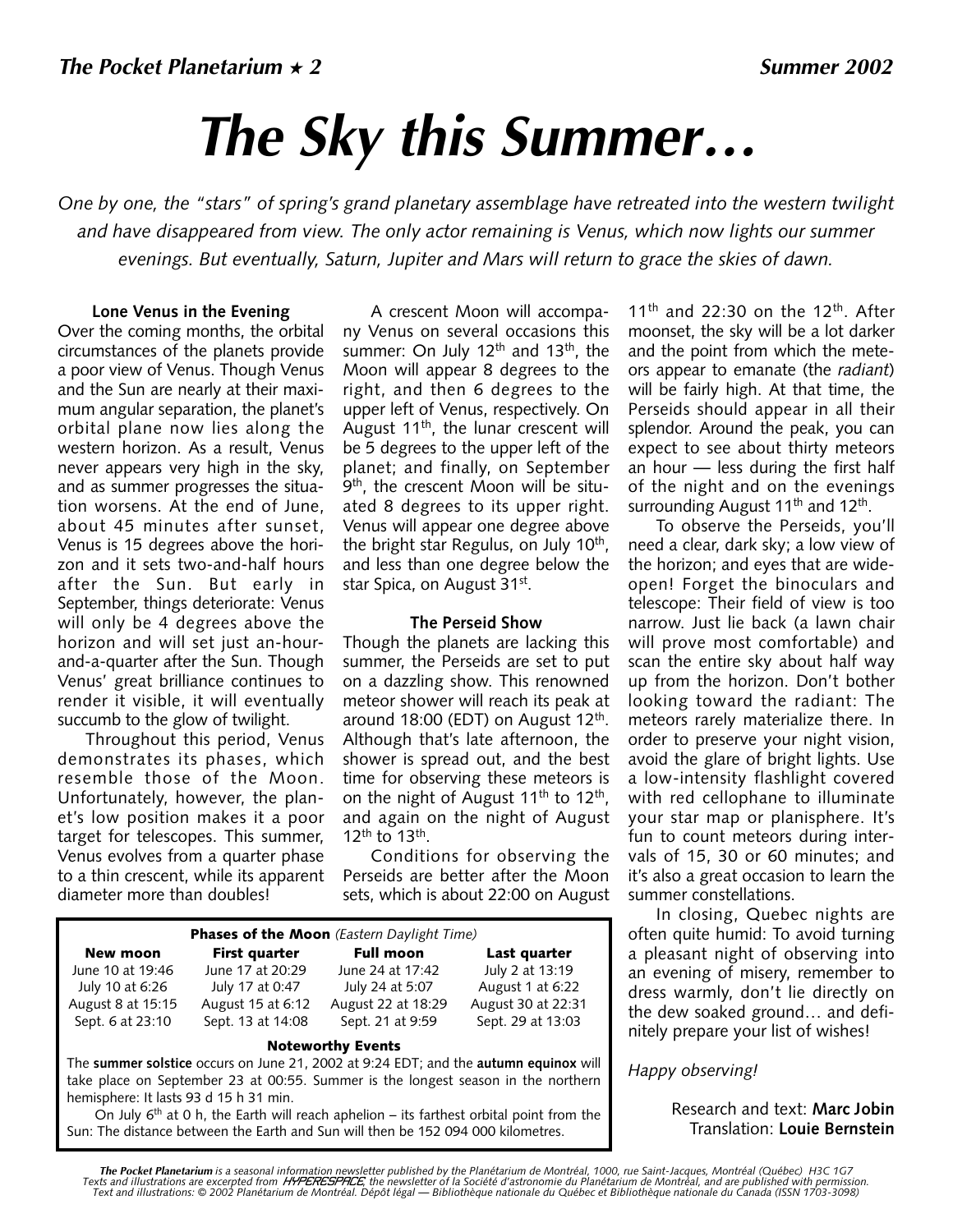# The Sky this Summer…

*One by one, the "stars" of spring's grand planetary assemblage have retreated into the western twilight and have disappeared from view. The only actor remaining is Venus, which now lights our summer evenings. But eventually, Saturn, Jupiter and Mars will return to grace the skies of dawn.*

### Lone Venus in the Evening

Over the coming months, the orbital circumstances of the planets provide a poor view of Venus. Though Venus and the Sun are nearly at their maximum angular separation, the planet's orbital plane now lies along the western horizon. As a result, Venus never appears very high in the sky, and as summer progresses the situation worsens. At the end of June, about 45 minutes after sunset, Venus is 15 degrees above the horizon and it sets two-and-half hours after the Sun. But early in September, things deteriorate: Venus will only be 4 degrees above the horizon and will set just an-hour-and-a-quarter after the Sun. Though Venus' great brilliance continues to render it visible, it will eventually succumb to the glow of twilight.

Throughout this period, Venus demonstrates its phases, which resemble those of the Moon. Unfortunately, however, the planet's low position makes it a poor target for telescopes. This summer, Venus evolves from a quarter phase to a thin crescent, while its apparent diameter more than doubles!

A crescent Moon will accompany Venus on several occasions this summer: On July 12th and 13th, the Moon will appear 8 degrees to the right, and then 6 degrees to the upper left of Venus, respectively. On August 11th, the lunar crescent will be 5 degrees to the upper left of the planet; and finally, on September 9th, the crescent Moon will be situated 8 degrees to its upper right. Venus will appear one degree above the bright star Regulus, on July 10th, and less than one degree below the star Spica, on August 31st.

### The Perseid Show

Though the planets are lacking this summer, the Perseids are set to put on a dazzling show. This renowned meteor shower will reach its peak at around 18:00 (EDT) on August 12th. Although that's late afternoon, the shower is spread out, and the best time for observing these meteors is on the night of August 11th to 12th, and again on the night of August 12th to 13th.

Conditions for observing the Perseids are better after the Moon sets, which is about 22:00 on August 11th and 22:30 on the 12th. After moonset, the sky will be a lot darker and the point from which the meteors appear to emanate (the *radiant*) will be fairly high. At that time, the Perseids should appear in all their splendor. Around the peak, you can expect to see about thirty meteors an hour — less during the first half of the night and on the evenings surrounding August 11th and 12th.

To observe the Perseids, you'll need a clear, dark sky; a low view of the horizon; and eyes that are wide-open! Forget the binoculars and telescope: Their field of view is too narrow. Just lie back (a lawn chair will prove most comfortable) and scan the entire sky about half way up from the horizon. Don't bother looking toward the radiant: The meteors rarely materialize there. In order to preserve your night vision, avoid the glare of bright lights. Use a low-intensity flashlight covered with red cellophane to illuminate your star map or planisphere. It's fun to count meteors during intervals of 15, 30 or 60 minutes; and it's also a great occasion to learn the summer constellations.

In closing, Quebec nights are often quite humid: To avoid turning a pleasant night of observing into an evening of misery, remember to dress warmly, don't lie directly on the dew soaked ground… and definitely prepare your list of wishes!

*Happy observing!*

Research and text: **Marc Jobin**
Translation: **Louie Bernstein**

**Phases of the Moon** *(Eastern Daylight Time)*

| New moon | First quarter | Full moon | Last quarter |
|---|---|---|---|
| June 10 at 19:46 | June 17 at 20:29 | June 24 at 17:42 | July 2 at 13:19 |
| July 10 at 6:26 | July 17 at 0:47 | July 24 at 5:07 | August 1 at 6:22 |
| August 8 at 15:15 | August 15 at 6:12 | August 22 at 18:29 | August 30 at 22:31 |
| Sept. 6 at 23:10 | Sept. 13 at 14:08 | Sept. 21 at 9:59 | Sept. 29 at 13:03 |

**Noteworthy Events**

The **summer solstice** occurs on June 21, 2002 at 9:24 EDT; and the **autumn equinox** will take place on September 23 at 00:55. Summer is the longest season in the northern hemisphere: It lasts 93 d 15 h 31 min.

On July 6th at 0 h, the Earth will reach aphelion – its farthest orbital point from the Sun: The distance between the Earth and Sun will then be 152 094 000 kilometres.

***The Pocket Planetarium*** *is a seasonal information newsletter published by the Planétarium de Montréal, 1000, rue Saint-Jacques, Montréal (Québec) H3C 1G7*
*Texts and illustrations are excerpted from HYPERESPACE, the newsletter of la Société d'astronomie du Planétarium de Montréal, and are published with permission.*
*Text and illustrations: © 2002 Planétarium de Montréal. Dépôt légal — Bibliothèque nationale du Québec et Bibliothèque nationale du Canada (ISSN 1703-3098)*